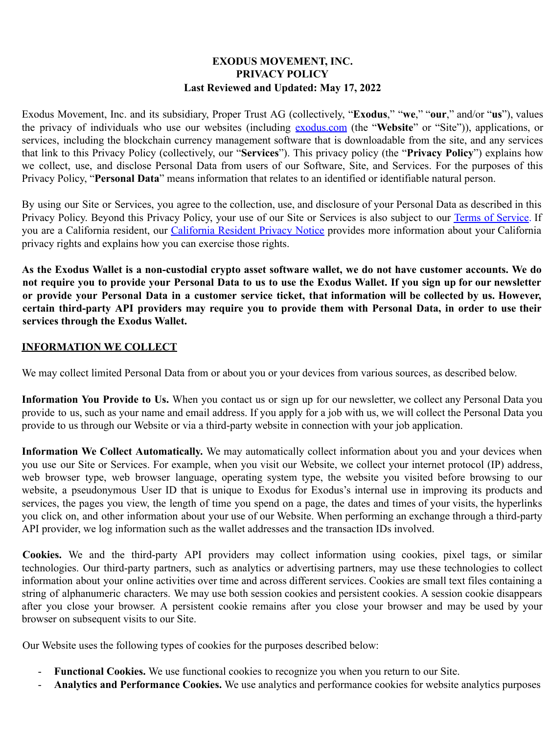# EXODUS MOVEMENT, INC.
# PRIVACY POLICY
**Last Reviewed and Updated: May 17, 2022**

Exodus Movement, Inc. and its subsidiary, Proper Trust AG (collectively, "**Exodus**," "**we**," "**our**," and/or "**us**"), values the privacy of individuals who use our websites (including [exodus.com](exodus.com) (the "**Website**" or "Site")), applications, or services, including the blockchain currency management software that is downloadable from the site, and any services that link to this Privacy Policy (collectively, our "**Services**"). This privacy policy (the "**Privacy Policy**") explains how we collect, use, and disclose Personal Data from users of our Software, Site, and Services. For the purposes of this Privacy Policy, "**Personal Data**" means information that relates to an identified or identifiable natural person.

By using our Site or Services, you agree to the collection, use, and disclosure of your Personal Data as described in this Privacy Policy. Beyond this Privacy Policy, your use of our Site or Services is also subject to our [Terms of Service](). If you are a California resident, our [California Resident Privacy Notice]() provides more information about your California privacy rights and explains how you can exercise those rights.

**As the Exodus Wallet is a non-custodial crypto asset software wallet, we do not have customer accounts. We do not require you to provide your Personal Data to us to use the Exodus Wallet. If you sign up for our newsletter or provide your Personal Data in a customer service ticket, that information will be collected by us. However, certain third-party API providers may require you to provide them with Personal Data, in order to use their services through the Exodus Wallet.**

## INFORMATION WE COLLECT

We may collect limited Personal Data from or about you or your devices from various sources, as described below.

**Information You Provide to Us.** When you contact us or sign up for our newsletter, we collect any Personal Data you provide to us, such as your name and email address. If you apply for a job with us, we will collect the Personal Data you provide to us through our Website or via a third-party website in connection with your job application.

**Information We Collect Automatically.** We may automatically collect information about you and your devices when you use our Site or Services. For example, when you visit our Website, we collect your internet protocol (IP) address, web browser type, web browser language, operating system type, the website you visited before browsing to our website, a pseudonymous User ID that is unique to Exodus for Exodus's internal use in improving its products and services, the pages you view, the length of time you spend on a page, the dates and times of your visits, the hyperlinks you click on, and other information about your use of our Website. When performing an exchange through a third-party API provider, we log information such as the wallet addresses and the transaction IDs involved.

**Cookies.** We and the third-party API providers may collect information using cookies, pixel tags, or similar technologies. Our third-party partners, such as analytics or advertising partners, may use these technologies to collect information about your online activities over time and across different services. Cookies are small text files containing a string of alphanumeric characters. We may use both session cookies and persistent cookies. A session cookie disappears after you close your browser. A persistent cookie remains after you close your browser and may be used by your browser on subsequent visits to our Site.

Our Website uses the following types of cookies for the purposes described below:

- **Functional Cookies.** We use functional cookies to recognize you when you return to our Site.
- **Analytics and Performance Cookies.** We use analytics and performance cookies for website analytics purposes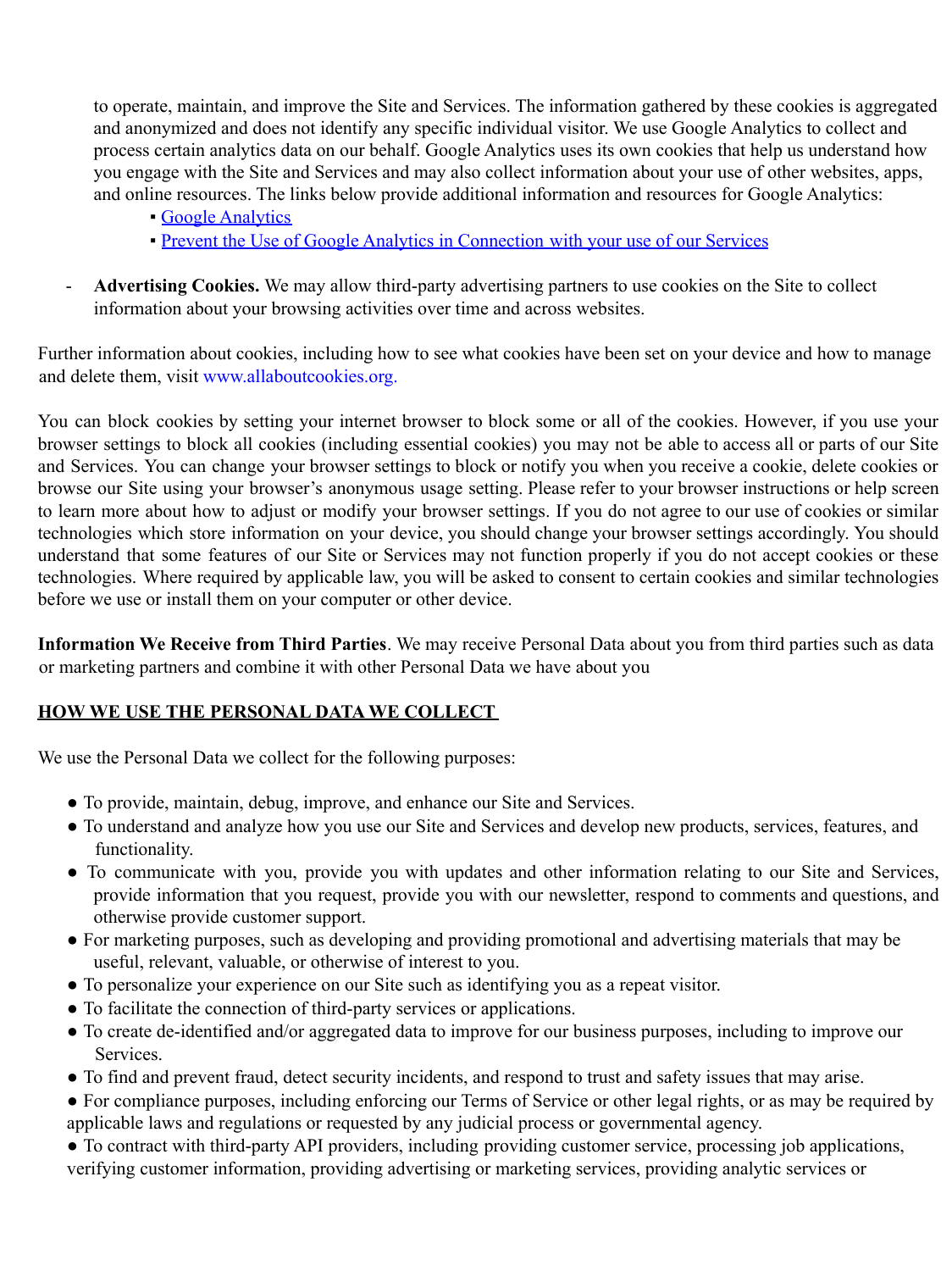to operate, maintain, and improve the Site and Services. The information gathered by these cookies is aggregated and anonymized and does not identify any specific individual visitor. We use Google Analytics to collect and process certain analytics data on our behalf. Google Analytics uses its own cookies that help us understand how you engage with the Site and Services and may also collect information about your use of other websites, apps, and online resources. The links below provide additional information and resources for Google Analytics:

  - Google Analytics
  - Prevent the Use of Google Analytics in Connection with your use of our Services

- **Advertising Cookies.** We may allow third-party advertising partners to use cookies on the Site to collect information about your browsing activities over time and across websites.

Further information about cookies, including how to see what cookies have been set on your device and how to manage and delete them, visit www.allaboutcookies.org.

You can block cookies by setting your internet browser to block some or all of the cookies. However, if you use your browser settings to block all cookies (including essential cookies) you may not be able to access all or parts of our Site and Services. You can change your browser settings to block or notify you when you receive a cookie, delete cookies or browse our Site using your browser's anonymous usage setting. Please refer to your browser instructions or help screen to learn more about how to adjust or modify your browser settings. If you do not agree to our use of cookies or similar technologies which store information on your device, you should change your browser settings accordingly. You should understand that some features of our Site or Services may not function properly if you do not accept cookies or these technologies. Where required by applicable law, you will be asked to consent to certain cookies and similar technologies before we use or install them on your computer or other device.

**Information We Receive from Third Parties**. We may receive Personal Data about you from third parties such as data or marketing partners and combine it with other Personal Data we have about you

**HOW WE USE THE PERSONAL DATA WE COLLECT**

We use the Personal Data we collect for the following purposes:

- To provide, maintain, debug, improve, and enhance our Site and Services.
- To understand and analyze how you use our Site and Services and develop new products, services, features, and functionality.
- To communicate with you, provide you with updates and other information relating to our Site and Services, provide information that you request, provide you with our newsletter, respond to comments and questions, and otherwise provide customer support.
- For marketing purposes, such as developing and providing promotional and advertising materials that may be useful, relevant, valuable, or otherwise of interest to you.
- To personalize your experience on our Site such as identifying you as a repeat visitor.
- To facilitate the connection of third-party services or applications.
- To create de-identified and/or aggregated data to improve for our business purposes, including to improve our Services.
- To find and prevent fraud, detect security incidents, and respond to trust and safety issues that may arise.
- For compliance purposes, including enforcing our Terms of Service or other legal rights, or as may be required by applicable laws and regulations or requested by any judicial process or governmental agency.
- To contract with third-party API providers, including providing customer service, processing job applications, verifying customer information, providing advertising or marketing services, providing analytic services or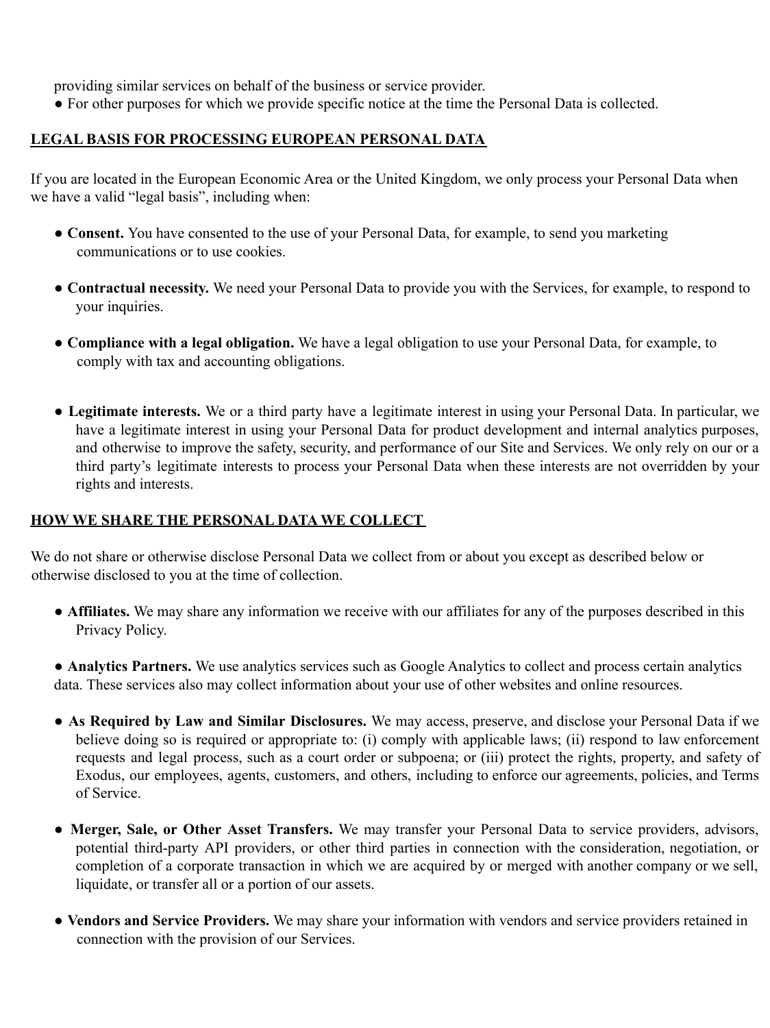providing similar services on behalf of the business or service provider.

- For other purposes for which we provide specific notice at the time the Personal Data is collected.

## LEGAL BASIS FOR PROCESSING EUROPEAN PERSONAL DATA

If you are located in the European Economic Area or the United Kingdom, we only process your Personal Data when we have a valid "legal basis", including when:

- **Consent.** You have consented to the use of your Personal Data, for example, to send you marketing communications or to use cookies.
- **Contractual necessity.** We need your Personal Data to provide you with the Services, for example, to respond to your inquiries.
- **Compliance with a legal obligation.** We have a legal obligation to use your Personal Data, for example, to comply with tax and accounting obligations.
- **Legitimate interests.** We or a third party have a legitimate interest in using your Personal Data. In particular, we have a legitimate interest in using your Personal Data for product development and internal analytics purposes, and otherwise to improve the safety, security, and performance of our Site and Services. We only rely on our or a third party's legitimate interests to process your Personal Data when these interests are not overridden by your rights and interests.

## HOW WE SHARE THE PERSONAL DATA WE COLLECT

We do not share or otherwise disclose Personal Data we collect from or about you except as described below or otherwise disclosed to you at the time of collection.

- **Affiliates.** We may share any information we receive with our affiliates for any of the purposes described in this Privacy Policy.
- **Analytics Partners.** We use analytics services such as Google Analytics to collect and process certain analytics data. These services also may collect information about your use of other websites and online resources.
- **As Required by Law and Similar Disclosures.** We may access, preserve, and disclose your Personal Data if we believe doing so is required or appropriate to: (i) comply with applicable laws; (ii) respond to law enforcement requests and legal process, such as a court order or subpoena; or (iii) protect the rights, property, and safety of Exodus, our employees, agents, customers, and others, including to enforce our agreements, policies, and Terms of Service.
- **Merger, Sale, or Other Asset Transfers.** We may transfer your Personal Data to service providers, advisors, potential third-party API providers, or other third parties in connection with the consideration, negotiation, or completion of a corporate transaction in which we are acquired by or merged with another company or we sell, liquidate, or transfer all or a portion of our assets.
- **Vendors and Service Providers.** We may share your information with vendors and service providers retained in connection with the provision of our Services.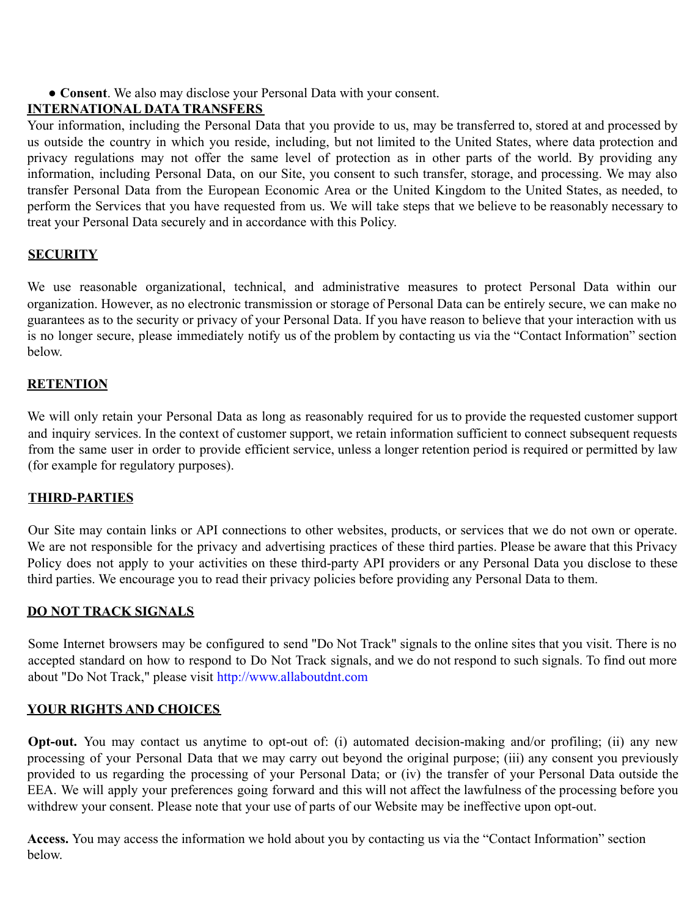- **Consent**. We also may disclose your Personal Data with your consent.

## INTERNATIONAL DATA TRANSFERS

Your information, including the Personal Data that you provide to us, may be transferred to, stored at and processed by us outside the country in which you reside, including, but not limited to the United States, where data protection and privacy regulations may not offer the same level of protection as in other parts of the world. By providing any information, including Personal Data, on our Site, you consent to such transfer, storage, and processing. We may also transfer Personal Data from the European Economic Area or the United Kingdom to the United States, as needed, to perform the Services that you have requested from us. We will take steps that we believe to be reasonably necessary to treat your Personal Data securely and in accordance with this Policy.

## SECURITY

We use reasonable organizational, technical, and administrative measures to protect Personal Data within our organization. However, as no electronic transmission or storage of Personal Data can be entirely secure, we can make no guarantees as to the security or privacy of your Personal Data. If you have reason to believe that your interaction with us is no longer secure, please immediately notify us of the problem by contacting us via the "Contact Information" section below.

## RETENTION

We will only retain your Personal Data as long as reasonably required for us to provide the requested customer support and inquiry services. In the context of customer support, we retain information sufficient to connect subsequent requests from the same user in order to provide efficient service, unless a longer retention period is required or permitted by law (for example for regulatory purposes).

## THIRD-PARTIES

Our Site may contain links or API connections to other websites, products, or services that we do not own or operate. We are not responsible for the privacy and advertising practices of these third parties. Please be aware that this Privacy Policy does not apply to your activities on these third-party API providers or any Personal Data you disclose to these third parties. We encourage you to read their privacy policies before providing any Personal Data to them.

## DO NOT TRACK SIGNALS

Some Internet browsers may be configured to send "Do Not Track" signals to the online sites that you visit. There is no accepted standard on how to respond to Do Not Track signals, and we do not respond to such signals. To find out more about "Do Not Track," please visit http://www.allaboutdnt.com

## YOUR RIGHTS AND CHOICES

**Opt-out.** You may contact us anytime to opt-out of: (i) automated decision-making and/or profiling; (ii) any new processing of your Personal Data that we may carry out beyond the original purpose; (iii) any consent you previously provided to us regarding the processing of your Personal Data; or (iv) the transfer of your Personal Data outside the EEA. We will apply your preferences going forward and this will not affect the lawfulness of the processing before you withdrew your consent. Please note that your use of parts of our Website may be ineffective upon opt-out.

**Access.** You may access the information we hold about you by contacting us via the "Contact Information" section below.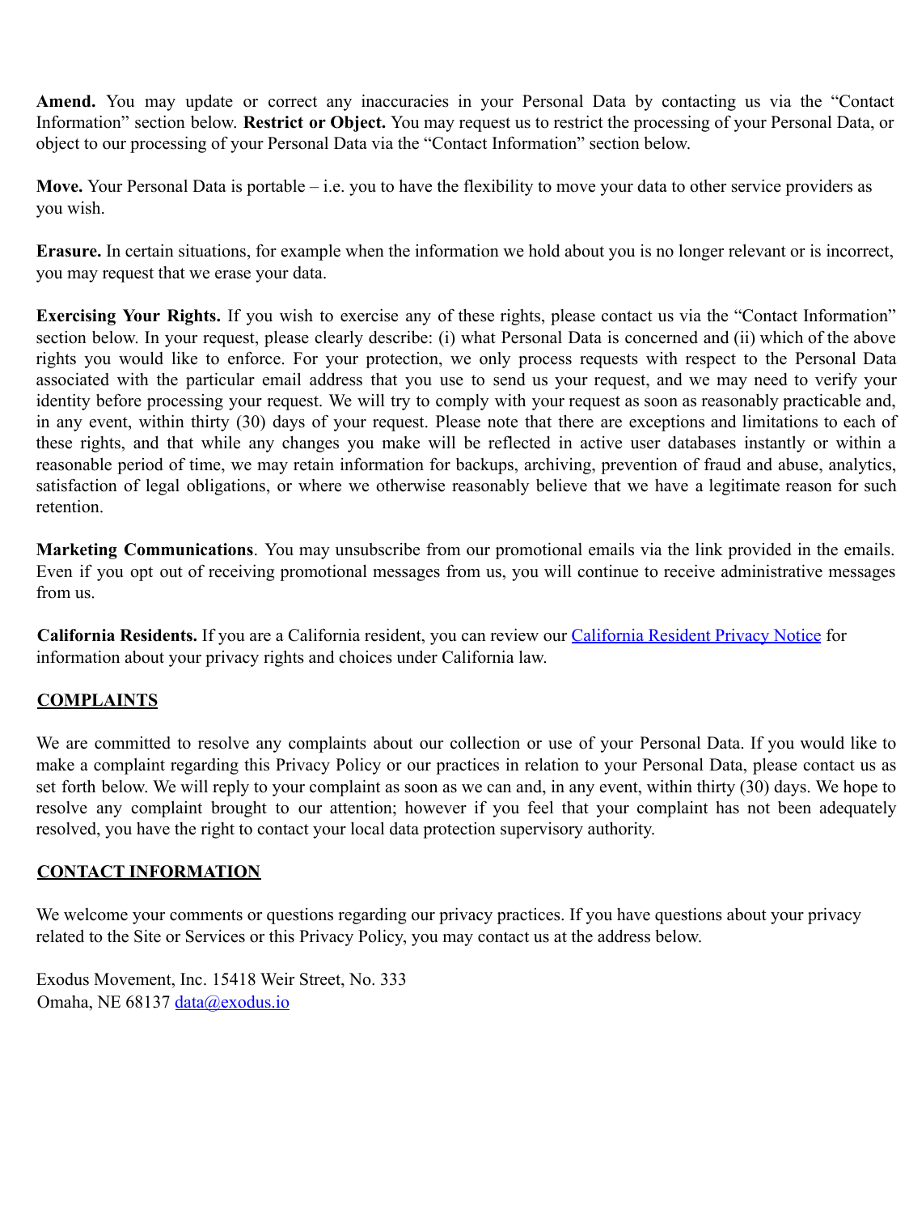**Amend.** You may update or correct any inaccuracies in your Personal Data by contacting us via the "Contact Information" section below. **Restrict or Object.** You may request us to restrict the processing of your Personal Data, or object to our processing of your Personal Data via the "Contact Information" section below.

**Move.** Your Personal Data is portable – i.e. you to have the flexibility to move your data to other service providers as you wish.

**Erasure.** In certain situations, for example when the information we hold about you is no longer relevant or is incorrect, you may request that we erase your data.

**Exercising Your Rights.** If you wish to exercise any of these rights, please contact us via the "Contact Information" section below. In your request, please clearly describe: (i) what Personal Data is concerned and (ii) which of the above rights you would like to enforce. For your protection, we only process requests with respect to the Personal Data associated with the particular email address that you use to send us your request, and we may need to verify your identity before processing your request. We will try to comply with your request as soon as reasonably practicable and, in any event, within thirty (30) days of your request. Please note that there are exceptions and limitations to each of these rights, and that while any changes you make will be reflected in active user databases instantly or within a reasonable period of time, we may retain information for backups, archiving, prevention of fraud and abuse, analytics, satisfaction of legal obligations, or where we otherwise reasonably believe that we have a legitimate reason for such retention.

**Marketing Communications**. You may unsubscribe from our promotional emails via the link provided in the emails. Even if you opt out of receiving promotional messages from us, you will continue to receive administrative messages from us.

**California Residents.** If you are a California resident, you can review our [California Resident Privacy Notice]() for information about your privacy rights and choices under California law.

## COMPLAINTS

We are committed to resolve any complaints about our collection or use of your Personal Data. If you would like to make a complaint regarding this Privacy Policy or our practices in relation to your Personal Data, please contact us as set forth below. We will reply to your complaint as soon as we can and, in any event, within thirty (30) days. We hope to resolve any complaint brought to our attention; however if you feel that your complaint has not been adequately resolved, you have the right to contact your local data protection supervisory authority.

## CONTACT INFORMATION

We welcome your comments or questions regarding our privacy practices. If you have questions about your privacy related to the Site or Services or this Privacy Policy, you may contact us at the address below.

Exodus Movement, Inc. 15418 Weir Street, No. 333
Omaha, NE 68137 [data@exodus.io](mailto:data@exodus.io)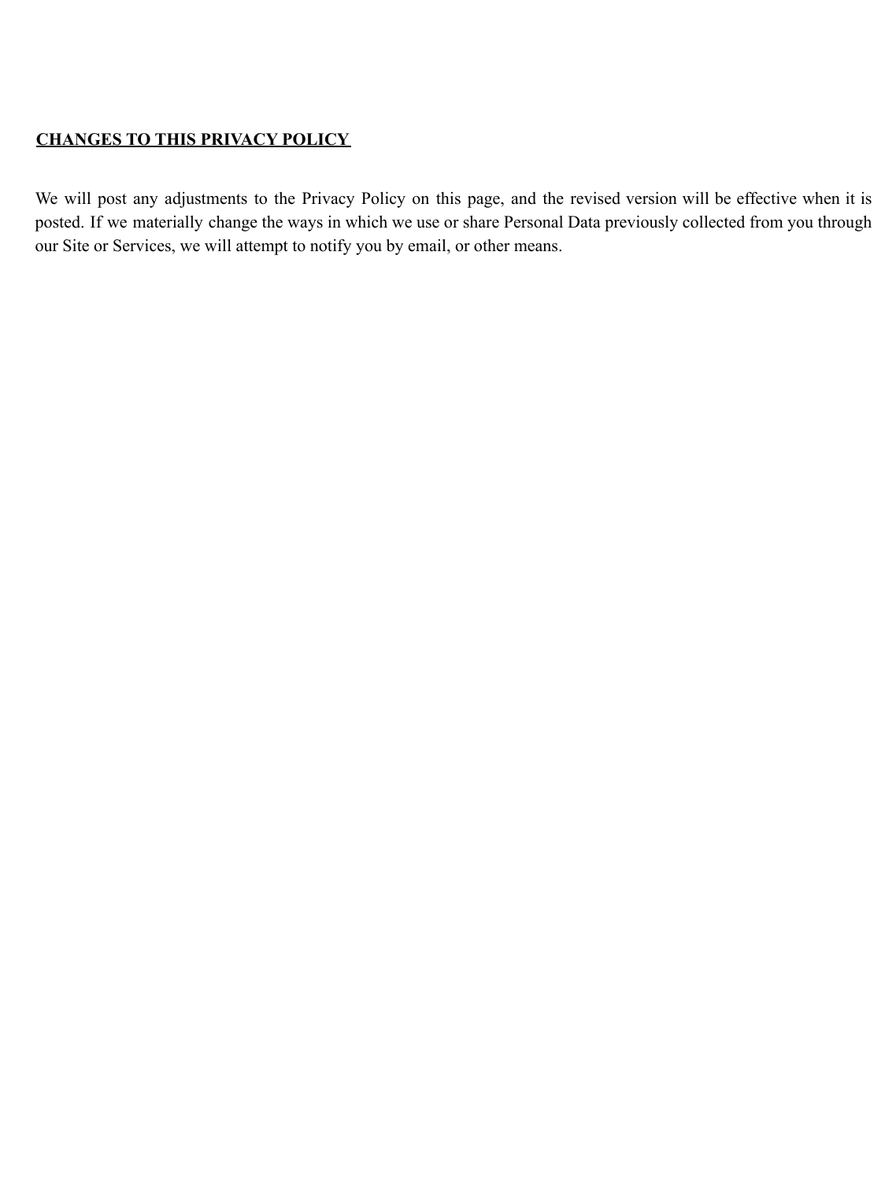## **CHANGES TO THIS PRIVACY POLICY**

We will post any adjustments to the Privacy Policy on this page, and the revised version will be effective when it is posted. If we materially change the ways in which we use or share Personal Data previously collected from you through our Site or Services, we will attempt to notify you by email, or other means.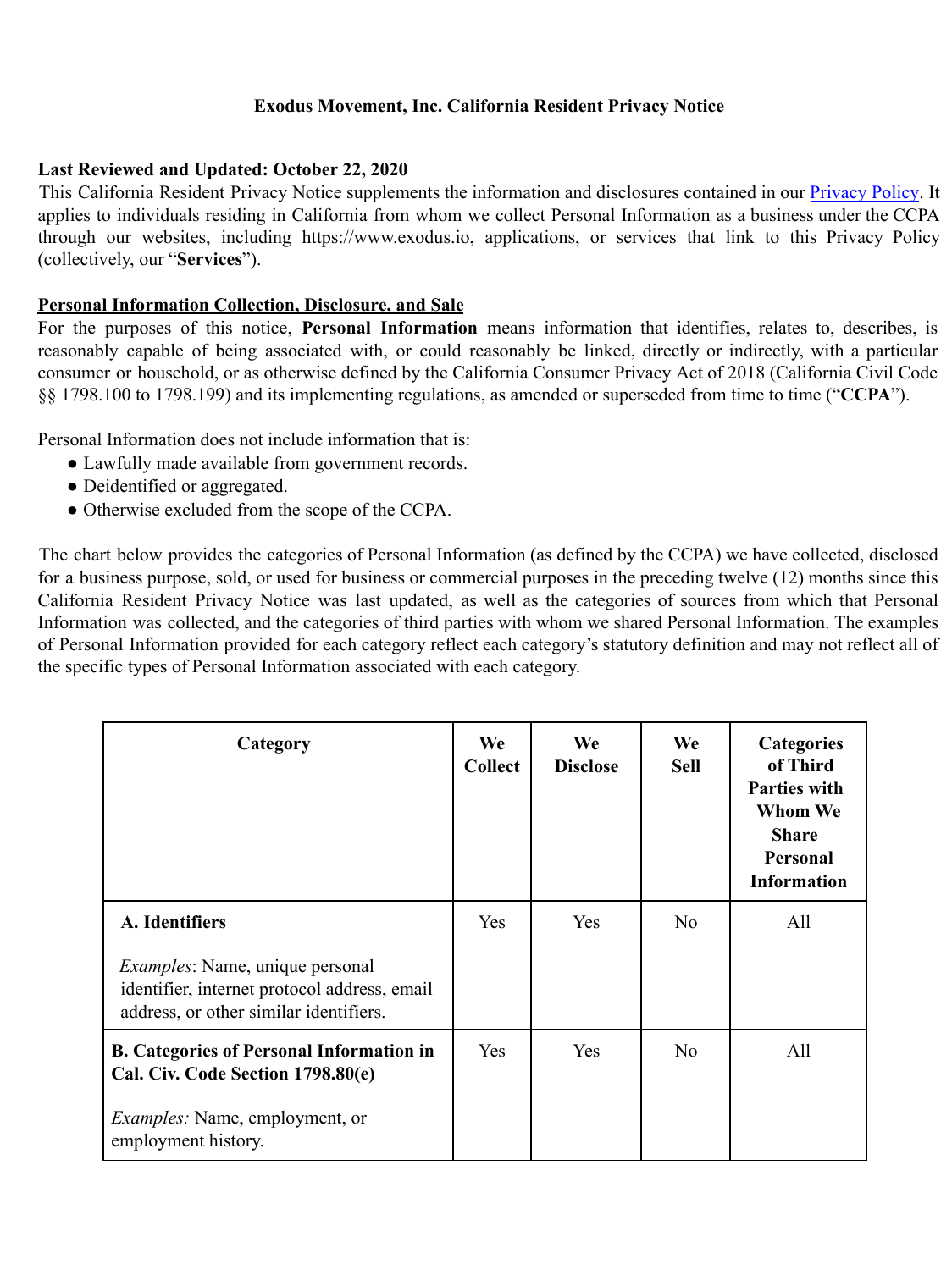# Exodus Movement, Inc. California Resident Privacy Notice

**Last Reviewed and Updated: October 22, 2020**

This California Resident Privacy Notice supplements the information and disclosures contained in our [Privacy Policy](). It applies to individuals residing in California from whom we collect Personal Information as a business under the CCPA through our websites, including https://www.exodus.io, applications, or services that link to this Privacy Policy (collectively, our "**Services**").

## Personal Information Collection, Disclosure, and Sale

For the purposes of this notice, **Personal Information** means information that identifies, relates to, describes, is reasonably capable of being associated with, or could reasonably be linked, directly or indirectly, with a particular consumer or household, or as otherwise defined by the California Consumer Privacy Act of 2018 (California Civil Code §§ 1798.100 to 1798.199) and its implementing regulations, as amended or superseded from time to time ("**CCPA**").

Personal Information does not include information that is:

- Lawfully made available from government records.
- Deidentified or aggregated.
- Otherwise excluded from the scope of the CCPA.

The chart below provides the categories of Personal Information (as defined by the CCPA) we have collected, disclosed for a business purpose, sold, or used for business or commercial purposes in the preceding twelve (12) months since this California Resident Privacy Notice was last updated, as well as the categories of sources from which that Personal Information was collected, and the categories of third parties with whom we shared Personal Information. The examples of Personal Information provided for each category reflect each category's statutory definition and may not reflect all of the specific types of Personal Information associated with each category.

| Category | We Collect | We Disclose | We Sell | Categories of Third Parties with Whom We Share Personal Information |
|---|---|---|---|---|
| **A. Identifiers**<br><br>*Examples*: Name, unique personal identifier, internet protocol address, email address, or other similar identifiers. | Yes | Yes | No | All |
| **B. Categories of Personal Information in Cal. Civ. Code Section 1798.80(e)**<br><br>*Examples:* Name, employment, or employment history. | Yes | Yes | No | All |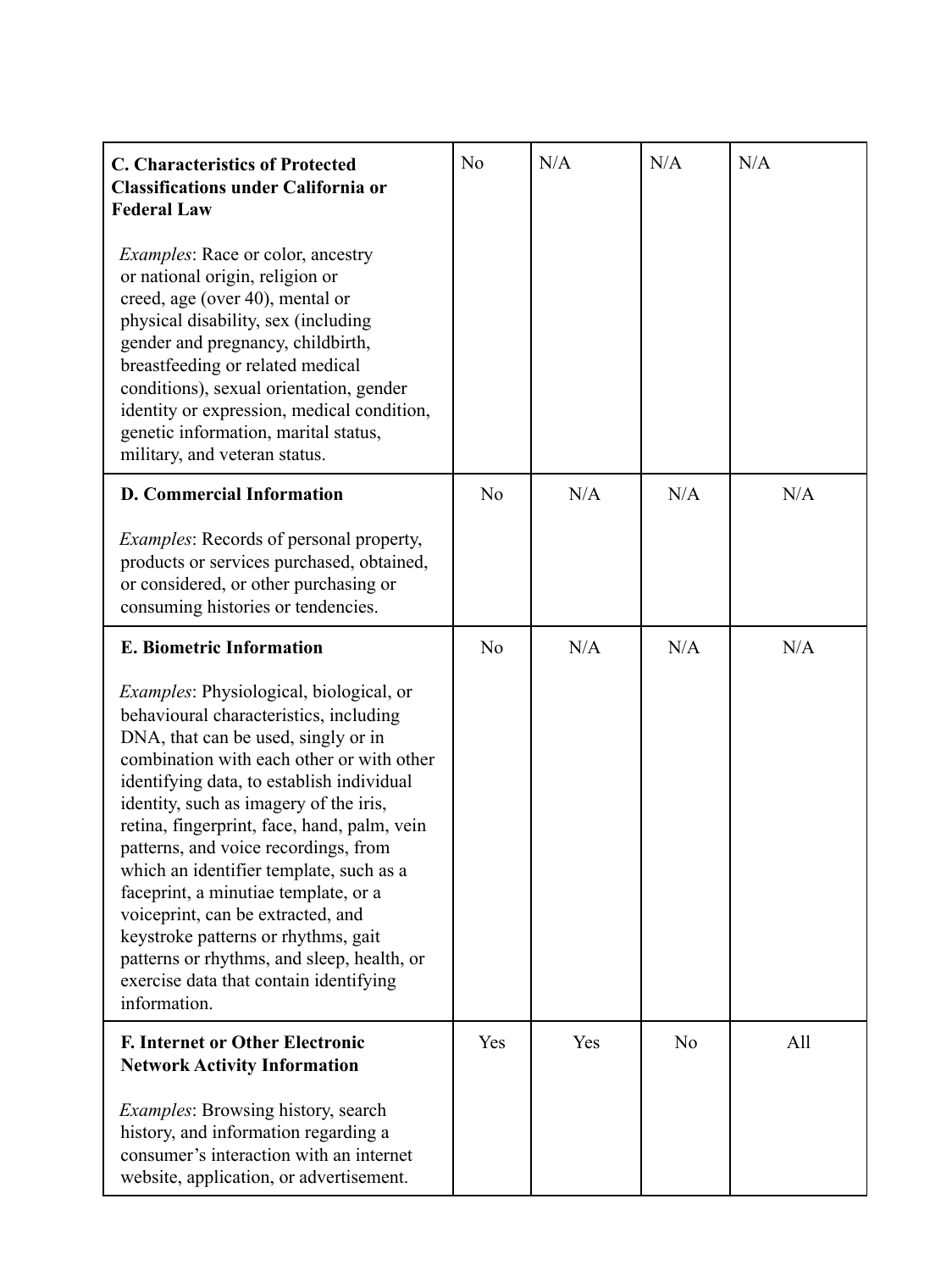| | | | | |
|---|---|---|---|---|
| **C. Characteristics of Protected Classifications under California or Federal Law**<br><br>*Examples*: Race or color, ancestry or national origin, religion or creed, age (over 40), mental or physical disability, sex (including gender and pregnancy, childbirth, breastfeeding or related medical conditions), sexual orientation, gender identity or expression, medical condition, genetic information, marital status, military, and veteran status. | No | N/A | N/A | N/A |
| **D. Commercial Information**<br><br>*Examples*: Records of personal property, products or services purchased, obtained, or considered, or other purchasing or consuming histories or tendencies. | No | N/A | N/A | N/A |
| **E. Biometric Information**<br><br>*Examples*: Physiological, biological, or behavioural characteristics, including DNA, that can be used, singly or in combination with each other or with other identifying data, to establish individual identity, such as imagery of the iris, retina, fingerprint, face, hand, palm, vein patterns, and voice recordings, from which an identifier template, such as a faceprint, a minutiae template, or a voiceprint, can be extracted, and keystroke patterns or rhythms, gait patterns or rhythms, and sleep, health, or exercise data that contain identifying information. | No | N/A | N/A | N/A |
| **F. Internet or Other Electronic Network Activity Information**<br><br>*Examples*: Browsing history, search history, and information regarding a consumer's interaction with an internet website, application, or advertisement. | Yes | Yes | No | All |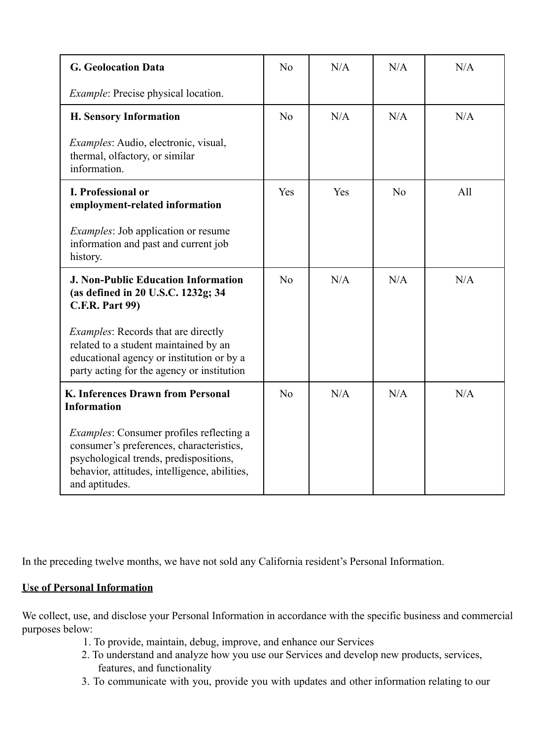| | | | | |
|---|---|---|---|---|
| **G. Geolocation Data**<br><br>*Example*: Precise physical location. | No | N/A | N/A | N/A |
| **H. Sensory Information**<br><br>*Examples*: Audio, electronic, visual, thermal, olfactory, or similar information. | No | N/A | N/A | N/A |
| **I. Professional or employment-related information**<br><br>*Examples*: Job application or resume information and past and current job history. | Yes | Yes | No | All |
| **J. Non-Public Education Information (as defined in 20 U.S.C. 1232g; 34 C.F.R. Part 99)**<br><br>*Examples*: Records that are directly related to a student maintained by an educational agency or institution or by a party acting for the agency or institution | No | N/A | N/A | N/A |
| **K. Inferences Drawn from Personal Information**<br><br>*Examples*: Consumer profiles reflecting a consumer's preferences, characteristics, psychological trends, predispositions, behavior, attitudes, intelligence, abilities, and aptitudes. | No | N/A | N/A | N/A |

In the preceding twelve months, we have not sold any California resident's Personal Information.

**Use of Personal Information**

We collect, use, and disclose your Personal Information in accordance with the specific business and commercial purposes below:

1. To provide, maintain, debug, improve, and enhance our Services
2. To understand and analyze how you use our Services and develop new products, services, features, and functionality
3. To communicate with you, provide you with updates and other information relating to our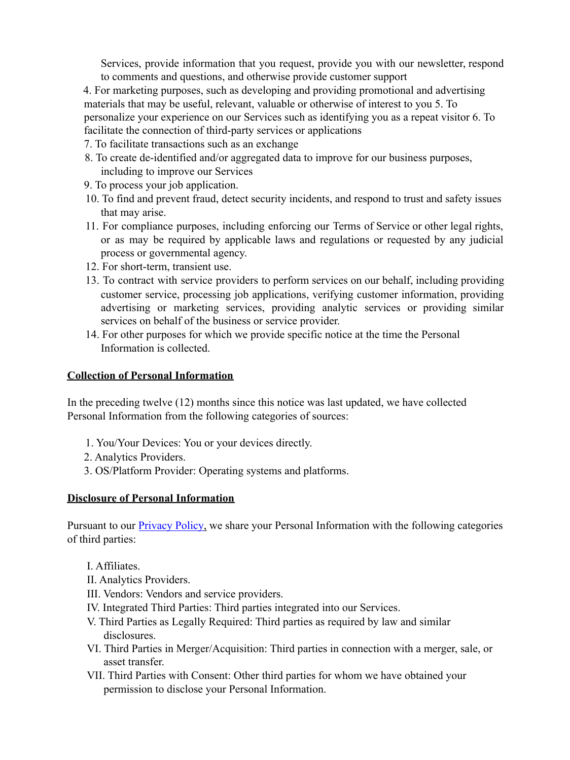Services, provide information that you request, provide you with our newsletter, respond to comments and questions, and otherwise provide customer support

4. For marketing purposes, such as developing and providing promotional and advertising materials that may be useful, relevant, valuable or otherwise of interest to you 5. To personalize your experience on our Services such as identifying you as a repeat visitor 6. To facilitate the connection of third-party services or applications
7. To facilitate transactions such as an exchange
8. To create de-identified and/or aggregated data to improve for our business purposes, including to improve our Services
9. To process your job application.
10. To find and prevent fraud, detect security incidents, and respond to trust and safety issues that may arise.
11. For compliance purposes, including enforcing our Terms of Service or other legal rights, or as may be required by applicable laws and regulations or requested by any judicial process or governmental agency.
12. For short-term, transient use.
13. To contract with service providers to perform services on our behalf, including providing customer service, processing job applications, verifying customer information, providing advertising or marketing services, providing analytic services or providing similar services on behalf of the business or service provider.
14. For other purposes for which we provide specific notice at the time the Personal Information is collected.

**Collection of Personal Information**

In the preceding twelve (12) months since this notice was last updated, we have collected Personal Information from the following categories of sources:

1. You/Your Devices: You or your devices directly.
2. Analytics Providers.
3. OS/Platform Provider: Operating systems and platforms.

**Disclosure of Personal Information**

Pursuant to our Privacy Policy, we share your Personal Information with the following categories of third parties:

I. Affiliates.
II. Analytics Providers.
III. Vendors: Vendors and service providers.
IV. Integrated Third Parties: Third parties integrated into our Services.
V. Third Parties as Legally Required: Third parties as required by law and similar disclosures.
VI. Third Parties in Merger/Acquisition: Third parties in connection with a merger, sale, or asset transfer.
VII. Third Parties with Consent: Other third parties for whom we have obtained your permission to disclose your Personal Information.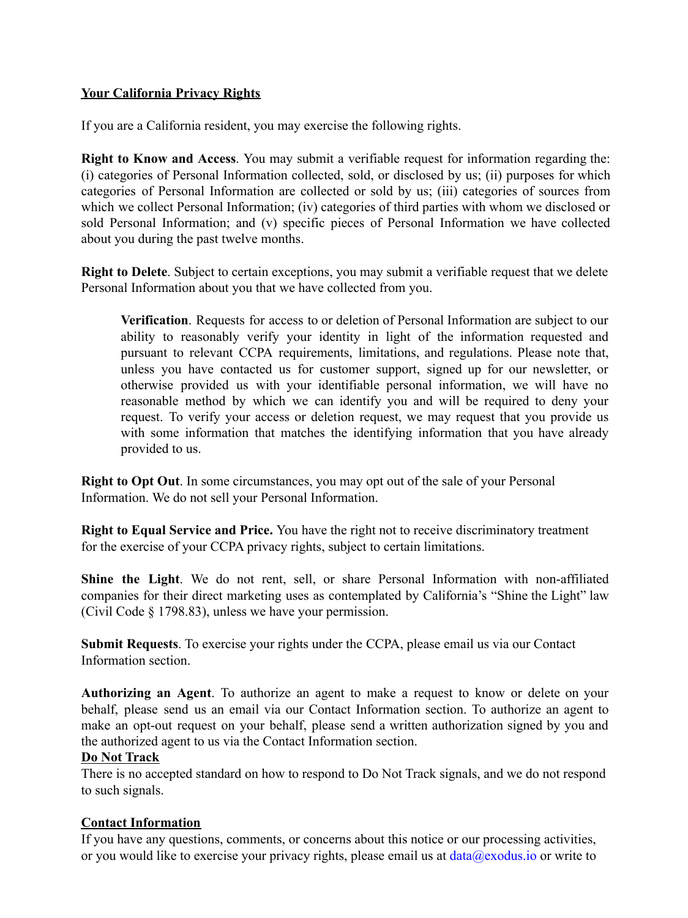## Your California Privacy Rights

If you are a California resident, you may exercise the following rights.

**Right to Know and Access**. You may submit a verifiable request for information regarding the: (i) categories of Personal Information collected, sold, or disclosed by us; (ii) purposes for which categories of Personal Information are collected or sold by us; (iii) categories of sources from which we collect Personal Information; (iv) categories of third parties with whom we disclosed or sold Personal Information; and (v) specific pieces of Personal Information we have collected about you during the past twelve months.

**Right to Delete**. Subject to certain exceptions, you may submit a verifiable request that we delete Personal Information about you that we have collected from you.

> **Verification**. Requests for access to or deletion of Personal Information are subject to our ability to reasonably verify your identity in light of the information requested and pursuant to relevant CCPA requirements, limitations, and regulations. Please note that, unless you have contacted us for customer support, signed up for our newsletter, or otherwise provided us with your identifiable personal information, we will have no reasonable method by which we can identify you and will be required to deny your request. To verify your access or deletion request, we may request that you provide us with some information that matches the identifying information that you have already provided to us.

**Right to Opt Out**. In some circumstances, you may opt out of the sale of your Personal Information. We do not sell your Personal Information.

**Right to Equal Service and Price.** You have the right not to receive discriminatory treatment for the exercise of your CCPA privacy rights, subject to certain limitations.

**Shine the Light**. We do not rent, sell, or share Personal Information with non-affiliated companies for their direct marketing uses as contemplated by California's "Shine the Light" law (Civil Code § 1798.83), unless we have your permission.

**Submit Requests**. To exercise your rights under the CCPA, please email us via our Contact Information section.

**Authorizing an Agent**. To authorize an agent to make a request to know or delete on your behalf, please send us an email via our Contact Information section. To authorize an agent to make an opt-out request on your behalf, please send a written authorization signed by you and the authorized agent to us via the Contact Information section.

## Do Not Track

There is no accepted standard on how to respond to Do Not Track signals, and we do not respond to such signals.

## Contact Information

If you have any questions, comments, or concerns about this notice or our processing activities, or you would like to exercise your privacy rights, please email us at data@exodus.io or write to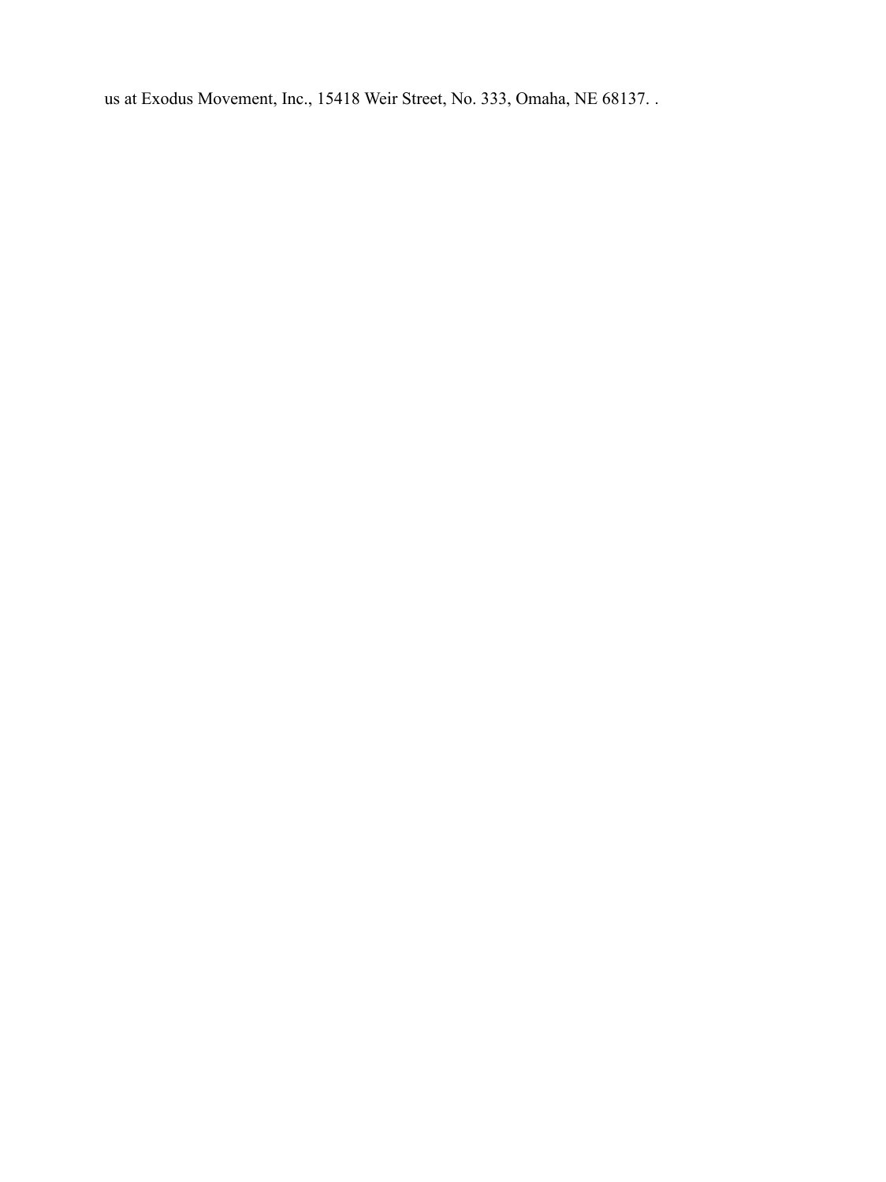us at Exodus Movement, Inc., 15418 Weir Street, No. 333, Omaha, NE 68137. .